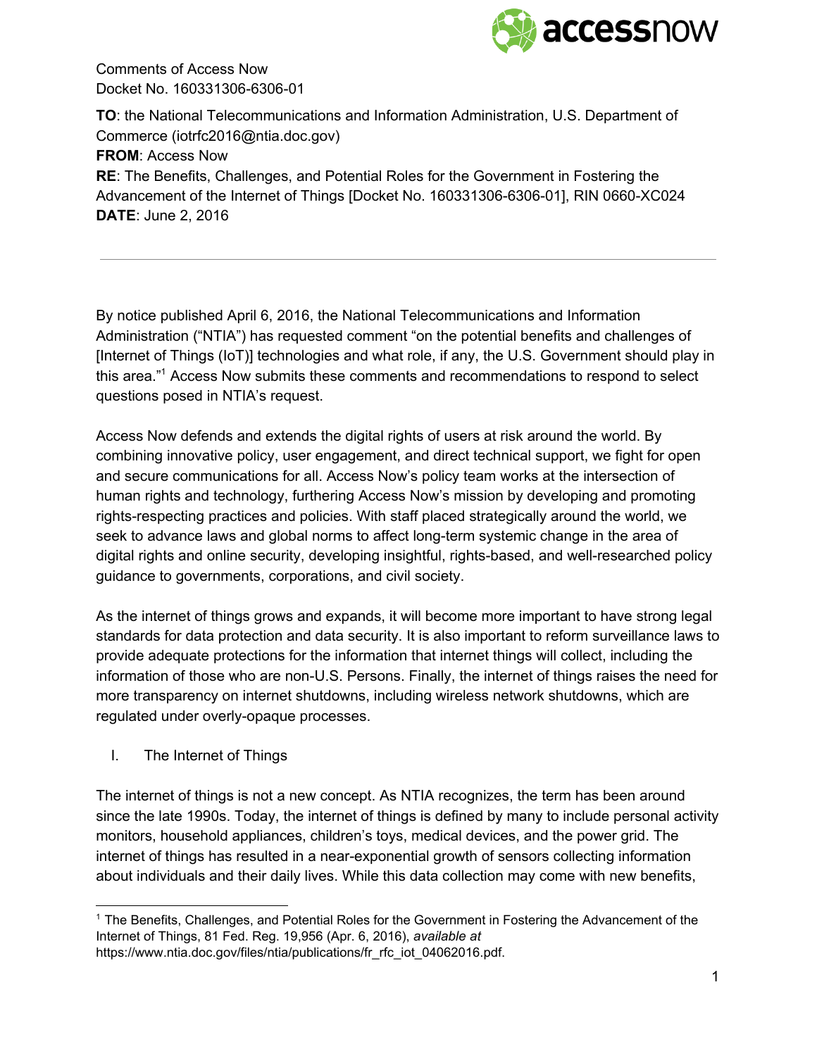Comments of Access Now
Docket No. 160331306-6306-01

**TO**: the National Telecommunications and Information Administration, U.S. Department of Commerce (iotrfc2016@ntia.doc.gov)
**FROM**: Access Now
**RE**: The Benefits, Challenges, and Potential Roles for the Government in Fostering the Advancement of the Internet of Things [Docket No. 160331306-6306-01], RIN 0660-XC024
**DATE**: June 2, 2016

---

By notice published April 6, 2016, the National Telecommunications and Information Administration ("NTIA") has requested comment "on the potential benefits and challenges of [Internet of Things (IoT)] technologies and what role, if any, the U.S. Government should play in this area."[1] Access Now submits these comments and recommendations to respond to select questions posed in NTIA's request.

Access Now defends and extends the digital rights of users at risk around the world. By combining innovative policy, user engagement, and direct technical support, we fight for open and secure communications for all. Access Now's policy team works at the intersection of human rights and technology, furthering Access Now's mission by developing and promoting rights-respecting practices and policies. With staff placed strategically around the world, we seek to advance laws and global norms to affect long-term systemic change in the area of digital rights and online security, developing insightful, rights-based, and well-researched policy guidance to governments, corporations, and civil society.

As the internet of things grows and expands, it will become more important to have strong legal standards for data protection and data security. It is also important to reform surveillance laws to provide adequate protections for the information that internet things will collect, including the information of those who are non-U.S. Persons. Finally, the internet of things raises the need for more transparency on internet shutdowns, including wireless network shutdowns, which are regulated under overly-opaque processes.

## I. The Internet of Things

The internet of things is not a new concept. As NTIA recognizes, the term has been around since the late 1990s. Today, the internet of things is defined by many to include personal activity monitors, household appliances, children's toys, medical devices, and the power grid. The internet of things has resulted in a near-exponential growth of sensors collecting information about individuals and their daily lives. While this data collection may come with new benefits,

---

[1] The Benefits, Challenges, and Potential Roles for the Government in Fostering the Advancement of the Internet of Things, 81 Fed. Reg. 19,956 (Apr. 6, 2016), *available at* https://www.ntia.doc.gov/files/ntia/publications/fr_rfc_iot_04062016.pdf.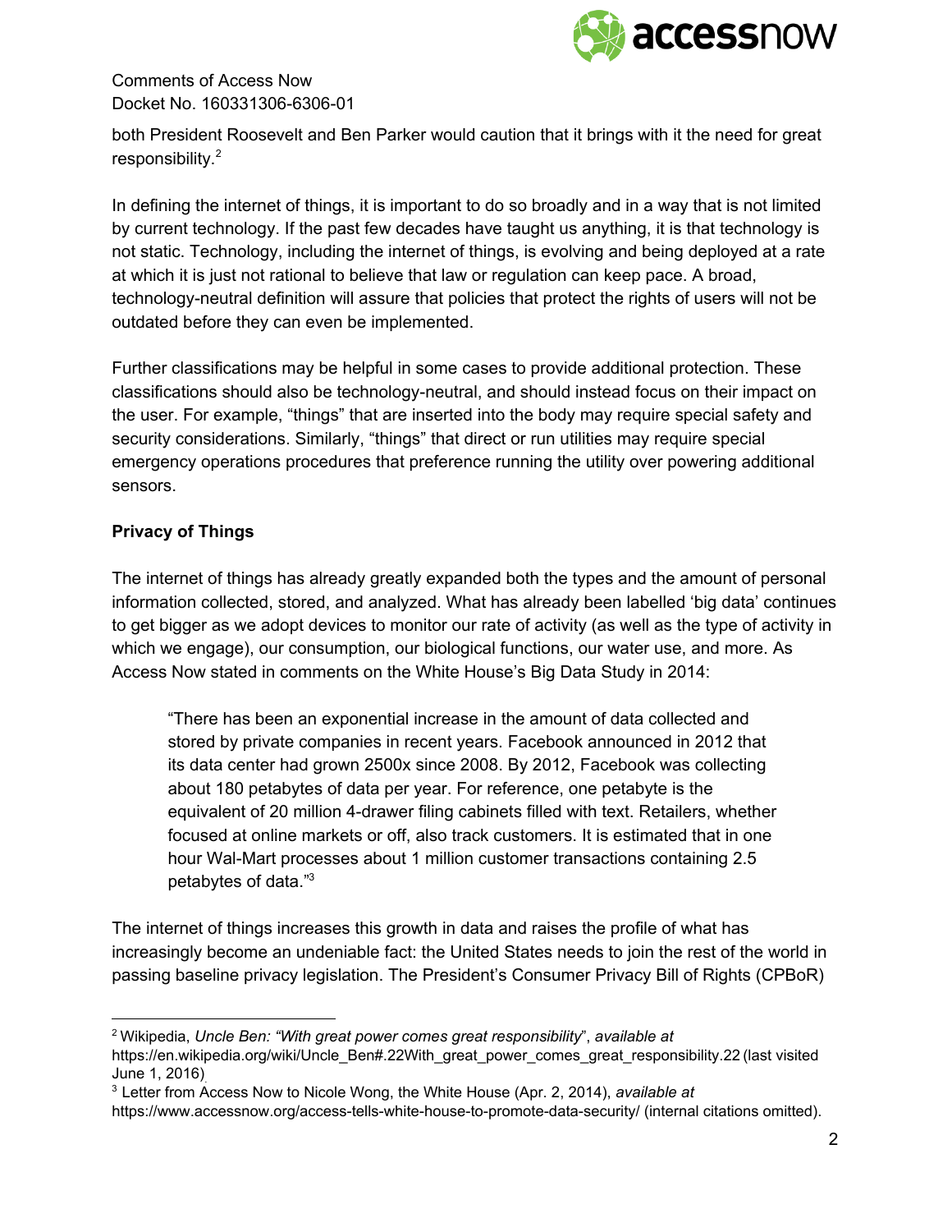both President Roosevelt and Ben Parker would caution that it brings with it the need for great responsibility.[2]

In defining the internet of things, it is important to do so broadly and in a way that is not limited by current technology. If the past few decades have taught us anything, it is that technology is not static. Technology, including the internet of things, is evolving and being deployed at a rate at which it is just not rational to believe that law or regulation can keep pace. A broad, technology-neutral definition will assure that policies that protect the rights of users will not be outdated before they can even be implemented.

Further classifications may be helpful in some cases to provide additional protection. These classifications should also be technology-neutral, and should instead focus on their impact on the user. For example, "things" that are inserted into the body may require special safety and security considerations. Similarly, "things" that direct or run utilities may require special emergency operations procedures that preference running the utility over powering additional sensors.

**Privacy of Things**

The internet of things has already greatly expanded both the types and the amount of personal information collected, stored, and analyzed. What has already been labelled 'big data' continues to get bigger as we adopt devices to monitor our rate of activity (as well as the type of activity in which we engage), our consumption, our biological functions, our water use, and more. As Access Now stated in comments on the White House's Big Data Study in 2014:

> "There has been an exponential increase in the amount of data collected and stored by private companies in recent years. Facebook announced in 2012 that its data center had grown 2500x since 2008. By 2012, Facebook was collecting about 180 petabytes of data per year. For reference, one petabyte is the equivalent of 20 million 4-drawer filing cabinets filled with text. Retailers, whether focused at online markets or off, also track customers. It is estimated that in one hour Wal-Mart processes about 1 million customer transactions containing 2.5 petabytes of data."[3]

The internet of things increases this growth in data and raises the profile of what has increasingly become an undeniable fact: the United States needs to join the rest of the world in passing baseline privacy legislation. The President's Consumer Privacy Bill of Rights (CPBoR)

---

[2] Wikipedia, *Uncle Ben: "With great power comes great responsibility*", *available at* https://en.wikipedia.org/wiki/Uncle_Ben#.22With_great_power_comes_great_responsibility.22 (last visited June 1, 2016).

[3] Letter from Access Now to Nicole Wong, the White House (Apr. 2, 2014), *available at* https://www.accessnow.org/access-tells-white-house-to-promote-data-security/ (internal citations omitted).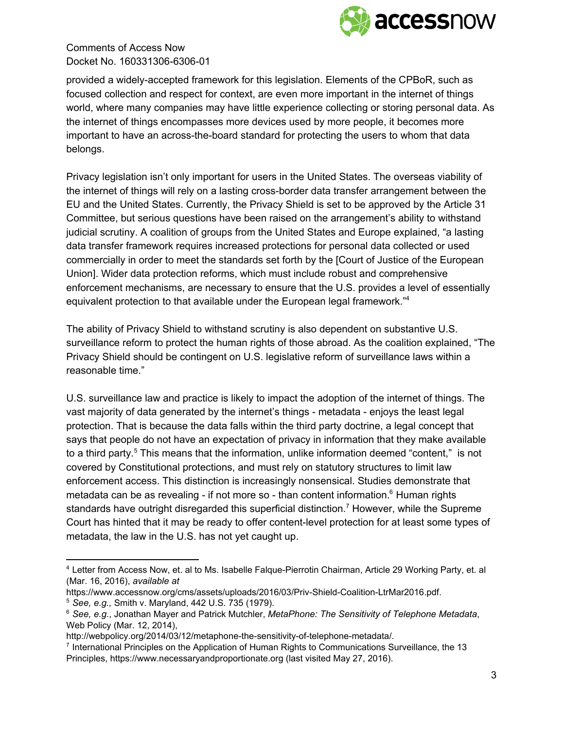provided a widely-accepted framework for this legislation. Elements of the CPBoR, such as focused collection and respect for context, are even more important in the internet of things world, where many companies may have little experience collecting or storing personal data. As the internet of things encompasses more devices used by more people, it becomes more important to have an across-the-board standard for protecting the users to whom that data belongs.

Privacy legislation isn't only important for users in the United States. The overseas viability of the internet of things will rely on a lasting cross-border data transfer arrangement between the EU and the United States. Currently, the Privacy Shield is set to be approved by the Article 31 Committee, but serious questions have been raised on the arrangement's ability to withstand judicial scrutiny. A coalition of groups from the United States and Europe explained, "a lasting data transfer framework requires increased protections for personal data collected or used commercially in order to meet the standards set forth by the [Court of Justice of the European Union]. Wider data protection reforms, which must include robust and comprehensive enforcement mechanisms, are necessary to ensure that the U.S. provides a level of essentially equivalent protection to that available under the European legal framework."[4]

The ability of Privacy Shield to withstand scrutiny is also dependent on substantive U.S. surveillance reform to protect the human rights of those abroad. As the coalition explained, "The Privacy Shield should be contingent on U.S. legislative reform of surveillance laws within a reasonable time."

U.S. surveillance law and practice is likely to impact the adoption of the internet of things. The vast majority of data generated by the internet's things - metadata - enjoys the least legal protection. That is because the data falls within the third party doctrine, a legal concept that says that people do not have an expectation of privacy in information that they make available to a third party.[5] This means that the information, unlike information deemed "content," is not covered by Constitutional protections, and must rely on statutory structures to limit law enforcement access. This distinction is increasingly nonsensical. Studies demonstrate that metadata can be as revealing - if not more so - than content information.[6] Human rights standards have outright disregarded this superficial distinction.[7] However, while the Supreme Court has hinted that it may be ready to offer content-level protection for at least some types of metadata, the law in the U.S. has not yet caught up.

---

[4] Letter from Access Now, et. al to Ms. Isabelle Falque-Pierrotin Chairman, Article 29 Working Party, et. al (Mar. 16, 2016), *available at* https://www.accessnow.org/cms/assets/uploads/2016/03/Priv-Shield-Coalition-LtrMar2016.pdf.

[5] *See, e.g.,* Smith v. Maryland, 442 U.S. 735 (1979).

[6] *See, e.g.*, Jonathan Mayer and Patrick Mutchler, *MetaPhone: The Sensitivity of Telephone Metadata*, Web Policy (Mar. 12, 2014), http://webpolicy.org/2014/03/12/metaphone-the-sensitivity-of-telephone-metadata/.

[7] International Principles on the Application of Human Rights to Communications Surveillance, the 13 Principles, https://www.necessaryandproportionate.org (last visited May 27, 2016).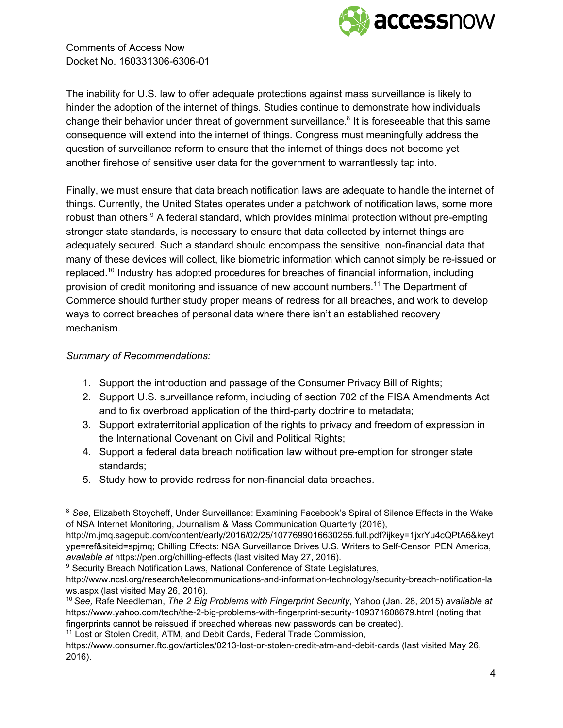The inability for U.S. law to offer adequate protections against mass surveillance is likely to hinder the adoption of the internet of things. Studies continue to demonstrate how individuals change their behavior under threat of government surveillance.[8] It is foreseeable that this same consequence will extend into the internet of things. Congress must meaningfully address the question of surveillance reform to ensure that the internet of things does not become yet another firehose of sensitive user data for the government to warrantlessly tap into.

Finally, we must ensure that data breach notification laws are adequate to handle the internet of things. Currently, the United States operates under a patchwork of notification laws, some more robust than others.[9] A federal standard, which provides minimal protection without pre-empting stronger state standards, is necessary to ensure that data collected by internet things are adequately secured. Such a standard should encompass the sensitive, non-financial data that many of these devices will collect, like biometric information which cannot simply be re-issued or replaced.[10] Industry has adopted procedures for breaches of financial information, including provision of credit monitoring and issuance of new account numbers.[11] The Department of Commerce should further study proper means of redress for all breaches, and work to develop ways to correct breaches of personal data where there isn't an established recovery mechanism.

*Summary of Recommendations:*

1. Support the introduction and passage of the Consumer Privacy Bill of Rights;
2. Support U.S. surveillance reform, including of section 702 of the FISA Amendments Act and to fix overbroad application of the third-party doctrine to metadata;
3. Support extraterritorial application of the rights to privacy and freedom of expression in the International Covenant on Civil and Political Rights;
4. Support a federal data breach notification law without pre-emption for stronger state standards;
5. Study how to provide redress for non-financial data breaches.

---

[8] *See*, Elizabeth Stoycheff, Under Surveillance: Examining Facebook's Spiral of Silence Effects in the Wake of NSA Internet Monitoring, Journalism & Mass Communication Quarterly (2016), http://m.jmq.sagepub.com/content/early/2016/02/25/1077699016630255.full.pdf?ijkey=1jxrYu4cQPtA6&keytype=ref&siteid=spjmq; Chilling Effects: NSA Surveillance Drives U.S. Writers to Self-Censor, PEN America, *available at* https://pen.org/chilling-effects (last visited May 27, 2016).

[9] Security Breach Notification Laws, National Conference of State Legislatures, http://www.ncsl.org/research/telecommunications-and-information-technology/security-breach-notification-laws.aspx (last visited May 26, 2016).

[10] *See,* Rafe Needleman, *The 2 Big Problems with Fingerprint Security*, Yahoo (Jan. 28, 2015) *available at* https://www.yahoo.com/tech/the-2-big-problems-with-fingerprint-security-109371608679.html (noting that fingerprints cannot be reissued if breached whereas new passwords can be created).

[11] Lost or Stolen Credit, ATM, and Debit Cards, Federal Trade Commission, https://www.consumer.ftc.gov/articles/0213-lost-or-stolen-credit-atm-and-debit-cards (last visited May 26, 2016).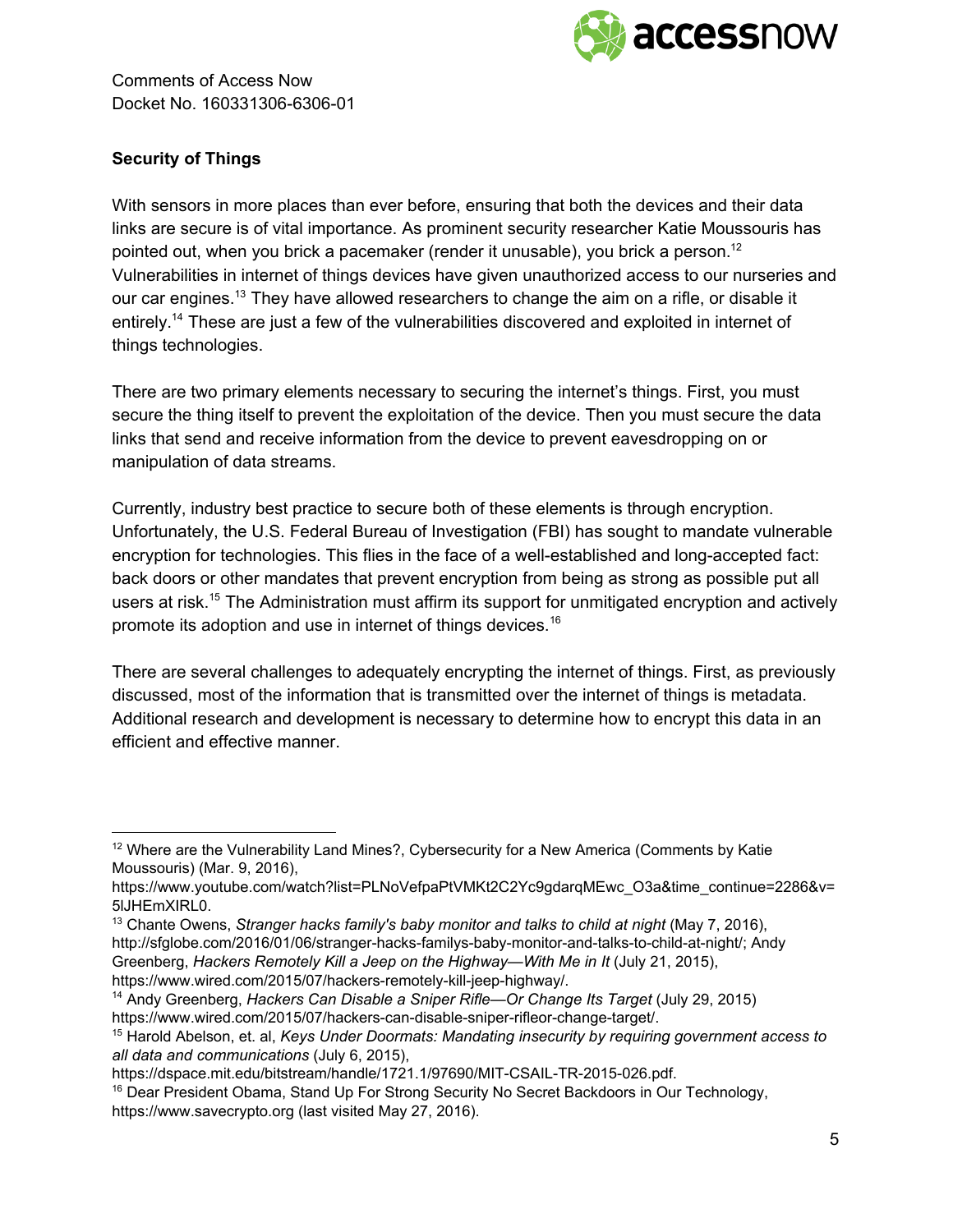Comments of Access Now
Docket No. 160331306-6306-01

**Security of Things**

With sensors in more places than ever before, ensuring that both the devices and their data links are secure is of vital importance. As prominent security researcher Katie Moussouris has pointed out, when you brick a pacemaker (render it unusable), you brick a person.[12] Vulnerabilities in internet of things devices have given unauthorized access to our nurseries and our car engines.[13] They have allowed researchers to change the aim on a rifle, or disable it entirely.[14] These are just a few of the vulnerabilities discovered and exploited in internet of things technologies.

There are two primary elements necessary to securing the internet's things. First, you must secure the thing itself to prevent the exploitation of the device. Then you must secure the data links that send and receive information from the device to prevent eavesdropping on or manipulation of data streams.

Currently, industry best practice to secure both of these elements is through encryption. Unfortunately, the U.S. Federal Bureau of Investigation (FBI) has sought to mandate vulnerable encryption for technologies. This flies in the face of a well-established and long-accepted fact: back doors or other mandates that prevent encryption from being as strong as possible put all users at risk.[15] The Administration must affirm its support for unmitigated encryption and actively promote its adoption and use in internet of things devices.[16]

There are several challenges to adequately encrypting the internet of things. First, as previously discussed, most of the information that is transmitted over the internet of things is metadata. Additional research and development is necessary to determine how to encrypt this data in an efficient and effective manner.

---

[12] Where are the Vulnerability Land Mines?, Cybersecurity for a New America (Comments by Katie Moussouris) (Mar. 9, 2016), https://www.youtube.com/watch?list=PLNoVefpaPtVMKt2C2Yc9gdarqMEwc_O3a&time_continue=2286&v=5lJHEmXIRL0.

[13] Chante Owens, *Stranger hacks family's baby monitor and talks to child at night* (May 7, 2016), http://sfglobe.com/2016/01/06/stranger-hacks-familys-baby-monitor-and-talks-to-child-at-night/; Andy Greenberg, *Hackers Remotely Kill a Jeep on the Highway—With Me in It* (July 21, 2015), https://www.wired.com/2015/07/hackers-remotely-kill-jeep-highway/.

[14] Andy Greenberg, *Hackers Can Disable a Sniper Rifle—Or Change Its Target* (July 29, 2015) https://www.wired.com/2015/07/hackers-can-disable-sniper-rifleor-change-target/.

[15] Harold Abelson, et. al, *Keys Under Doormats: Mandating insecurity by requiring government access to all data and communications* (July 6, 2015), https://dspace.mit.edu/bitstream/handle/1721.1/97690/MIT-CSAIL-TR-2015-026.pdf.

[16] Dear President Obama, Stand Up For Strong Security No Secret Backdoors in Our Technology, https://www.savecrypto.org (last visited May 27, 2016).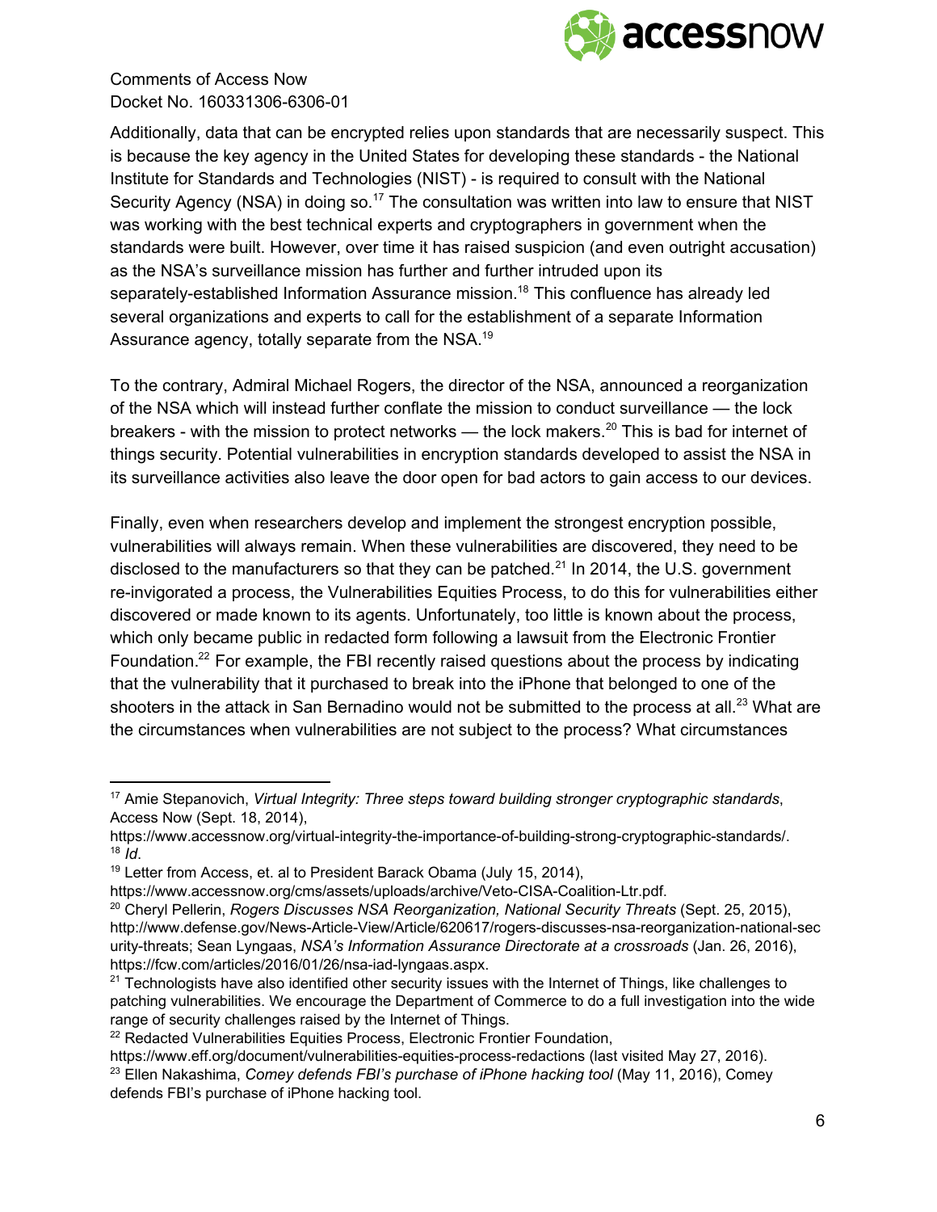Additionally, data that can be encrypted relies upon standards that are necessarily suspect. This is because the key agency in the United States for developing these standards - the National Institute for Standards and Technologies (NIST) - is required to consult with the National Security Agency (NSA) in doing so.[17] The consultation was written into law to ensure that NIST was working with the best technical experts and cryptographers in government when the standards were built. However, over time it has raised suspicion (and even outright accusation) as the NSA's surveillance mission has further and further intruded upon its separately-established Information Assurance mission.[18] This confluence has already led several organizations and experts to call for the establishment of a separate Information Assurance agency, totally separate from the NSA.[19]

To the contrary, Admiral Michael Rogers, the director of the NSA, announced a reorganization of the NSA which will instead further conflate the mission to conduct surveillance — the lock breakers - with the mission to protect networks — the lock makers.[20] This is bad for internet of things security. Potential vulnerabilities in encryption standards developed to assist the NSA in its surveillance activities also leave the door open for bad actors to gain access to our devices.

Finally, even when researchers develop and implement the strongest encryption possible, vulnerabilities will always remain. When these vulnerabilities are discovered, they need to be disclosed to the manufacturers so that they can be patched.[21] In 2014, the U.S. government re-invigorated a process, the Vulnerabilities Equities Process, to do this for vulnerabilities either discovered or made known to its agents. Unfortunately, too little is known about the process, which only became public in redacted form following a lawsuit from the Electronic Frontier Foundation.[22] For example, the FBI recently raised questions about the process by indicating that the vulnerability that it purchased to break into the iPhone that belonged to one of the shooters in the attack in San Bernadino would not be submitted to the process at all.[23] What are the circumstances when vulnerabilities are not subject to the process? What circumstances

---

[17] Amie Stepanovich, *Virtual Integrity: Three steps toward building stronger cryptographic standards*, Access Now (Sept. 18, 2014), https://www.accessnow.org/virtual-integrity-the-importance-of-building-strong-cryptographic-standards/.

[18] *Id*.

[19] Letter from Access, et. al to President Barack Obama (July 15, 2014), https://www.accessnow.org/cms/assets/uploads/archive/Veto-CISA-Coalition-Ltr.pdf.

[20] Cheryl Pellerin, *Rogers Discusses NSA Reorganization, National Security Threats* (Sept. 25, 2015), http://www.defense.gov/News-Article-View/Article/620617/rogers-discusses-nsa-reorganization-national-security-threats; Sean Lyngaas, *NSA's Information Assurance Directorate at a crossroads* (Jan. 26, 2016), https://fcw.com/articles/2016/01/26/nsa-iad-lyngaas.aspx.

[21] Technologists have also identified other security issues with the Internet of Things, like challenges to patching vulnerabilities. We encourage the Department of Commerce to do a full investigation into the wide range of security challenges raised by the Internet of Things.

[22] Redacted Vulnerabilities Equities Process, Electronic Frontier Foundation, https://www.eff.org/document/vulnerabilities-equities-process-redactions (last visited May 27, 2016).

[23] Ellen Nakashima, *Comey defends FBI's purchase of iPhone hacking tool* (May 11, 2016), Comey defends FBI's purchase of iPhone hacking tool.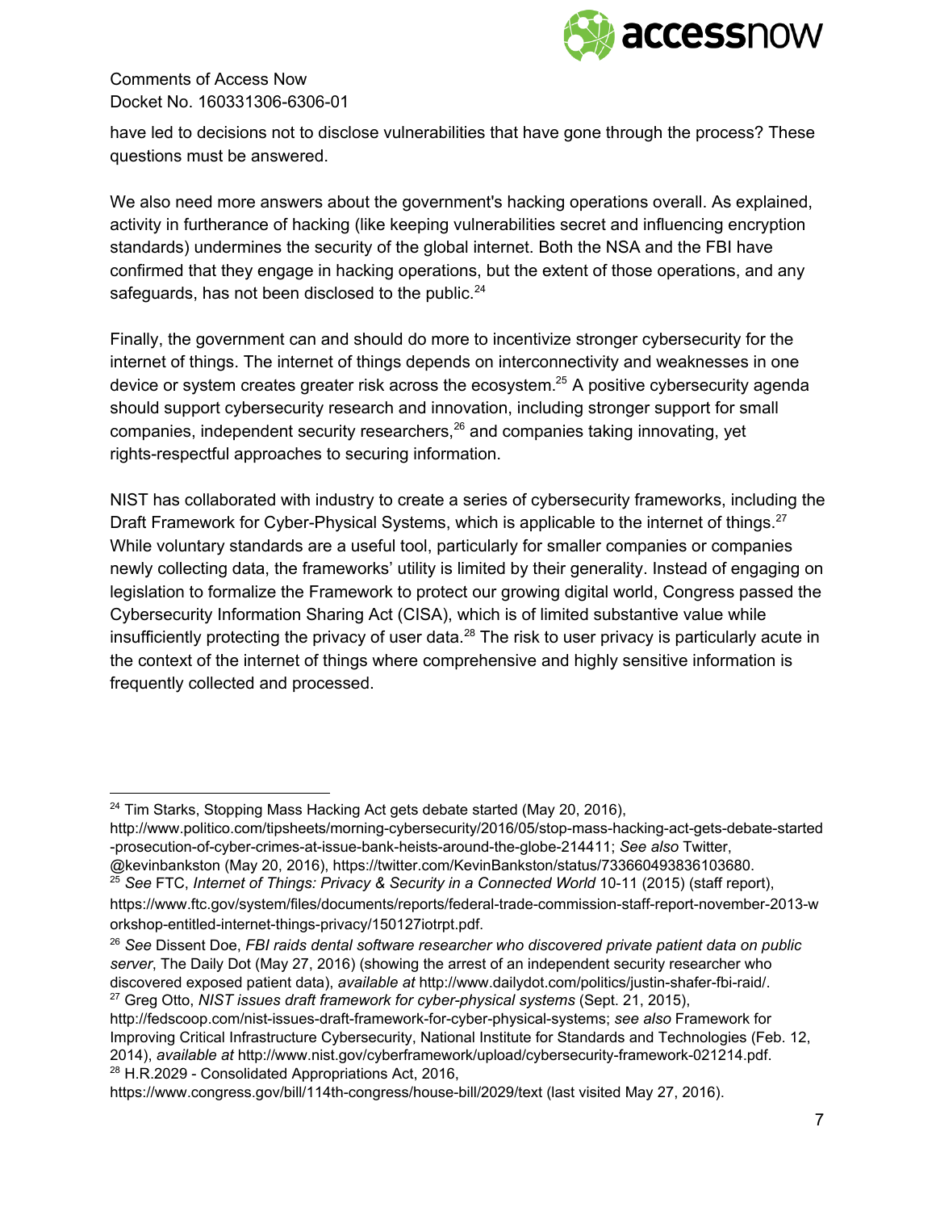have led to decisions not to disclose vulnerabilities that have gone through the process? These questions must be answered.

We also need more answers about the government's hacking operations overall. As explained, activity in furtherance of hacking (like keeping vulnerabilities secret and influencing encryption standards) undermines the security of the global internet. Both the NSA and the FBI have confirmed that they engage in hacking operations, but the extent of those operations, and any safeguards, has not been disclosed to the public.[24]

Finally, the government can and should do more to incentivize stronger cybersecurity for the internet of things. The internet of things depends on interconnectivity and weaknesses in one device or system creates greater risk across the ecosystem.[25] A positive cybersecurity agenda should support cybersecurity research and innovation, including stronger support for small companies, independent security researchers,[26] and companies taking innovating, yet rights-respectful approaches to securing information.

NIST has collaborated with industry to create a series of cybersecurity frameworks, including the Draft Framework for Cyber-Physical Systems, which is applicable to the internet of things.[27] While voluntary standards are a useful tool, particularly for smaller companies or companies newly collecting data, the frameworks' utility is limited by their generality. Instead of engaging on legislation to formalize the Framework to protect our growing digital world, Congress passed the Cybersecurity Information Sharing Act (CISA), which is of limited substantive value while insufficiently protecting the privacy of user data.[28] The risk to user privacy is particularly acute in the context of the internet of things where comprehensive and highly sensitive information is frequently collected and processed.

---

[24] Tim Starks, Stopping Mass Hacking Act gets debate started (May 20, 2016), http://www.politico.com/tipsheets/morning-cybersecurity/2016/05/stop-mass-hacking-act-gets-debate-started-prosecution-of-cyber-crimes-at-issue-bank-heists-around-the-globe-214411; *See also* Twitter, @kevinbankston (May 20, 2016), https://twitter.com/KevinBankston/status/733660493836103680.

[25] *See* FTC, *Internet of Things: Privacy & Security in a Connected World* 10-11 (2015) (staff report), https://www.ftc.gov/system/files/documents/reports/federal-trade-commission-staff-report-november-2013-workshop-entitled-internet-things-privacy/150127iotrpt.pdf.

[26] *See* Dissent Doe, *FBI raids dental software researcher who discovered private patient data on public server*, The Daily Dot (May 27, 2016) (showing the arrest of an independent security researcher who discovered exposed patient data), *available at* http://www.dailydot.com/politics/justin-shafer-fbi-raid/.

[27] Greg Otto, *NIST issues draft framework for cyber-physical systems* (Sept. 21, 2015), http://fedscoop.com/nist-issues-draft-framework-for-cyber-physical-systems; *see also* Framework for Improving Critical Infrastructure Cybersecurity, National Institute for Standards and Technologies (Feb. 12, 2014), *available at* http://www.nist.gov/cyberframework/upload/cybersecurity-framework-021214.pdf.

[28] H.R.2029 - Consolidated Appropriations Act, 2016, https://www.congress.gov/bill/114th-congress/house-bill/2029/text (last visited May 27, 2016).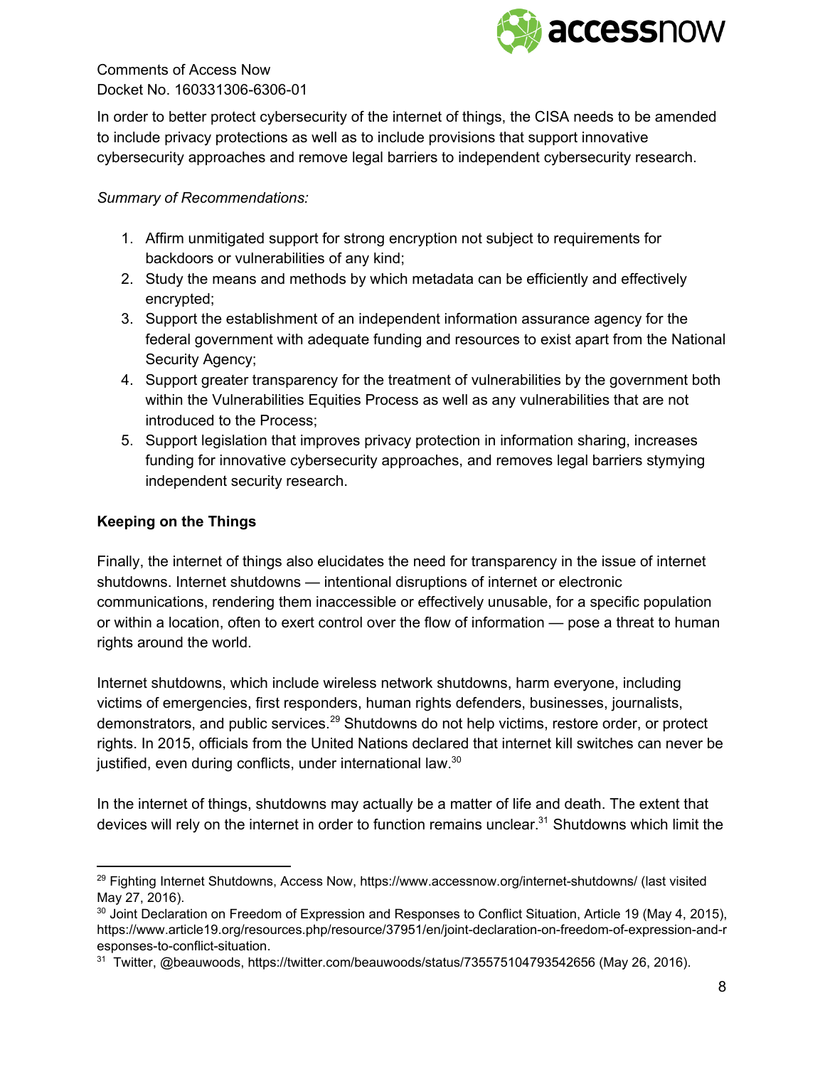In order to better protect cybersecurity of the internet of things, the CISA needs to be amended to include privacy protections as well as to include provisions that support innovative cybersecurity approaches and remove legal barriers to independent cybersecurity research.

*Summary of Recommendations:*

1. Affirm unmitigated support for strong encryption not subject to requirements for backdoors or vulnerabilities of any kind;
2. Study the means and methods by which metadata can be efficiently and effectively encrypted;
3. Support the establishment of an independent information assurance agency for the federal government with adequate funding and resources to exist apart from the National Security Agency;
4. Support greater transparency for the treatment of vulnerabilities by the government both within the Vulnerabilities Equities Process as well as any vulnerabilities that are not introduced to the Process;
5. Support legislation that improves privacy protection in information sharing, increases funding for innovative cybersecurity approaches, and removes legal barriers stymying independent security research.

**Keeping on the Things**

Finally, the internet of things also elucidates the need for transparency in the issue of internet shutdowns. Internet shutdowns — intentional disruptions of internet or electronic communications, rendering them inaccessible or effectively unusable, for a specific population or within a location, often to exert control over the flow of information — pose a threat to human rights around the world.

Internet shutdowns, which include wireless network shutdowns, harm everyone, including victims of emergencies, first responders, human rights defenders, businesses, journalists, demonstrators, and public services.[29] Shutdowns do not help victims, restore order, or protect rights. In 2015, officials from the United Nations declared that internet kill switches can never be justified, even during conflicts, under international law.[30]

In the internet of things, shutdowns may actually be a matter of life and death. The extent that devices will rely on the internet in order to function remains unclear.[31] Shutdowns which limit the

---

[29] Fighting Internet Shutdowns, Access Now, https://www.accessnow.org/internet-shutdowns/ (last visited May 27, 2016).

[30] Joint Declaration on Freedom of Expression and Responses to Conflict Situation, Article 19 (May 4, 2015), https://www.article19.org/resources.php/resource/37951/en/joint-declaration-on-freedom-of-expression-and-responses-to-conflict-situation.

[31] Twitter, @beauwoods, https://twitter.com/beauwoods/status/735575104793542656 (May 26, 2016).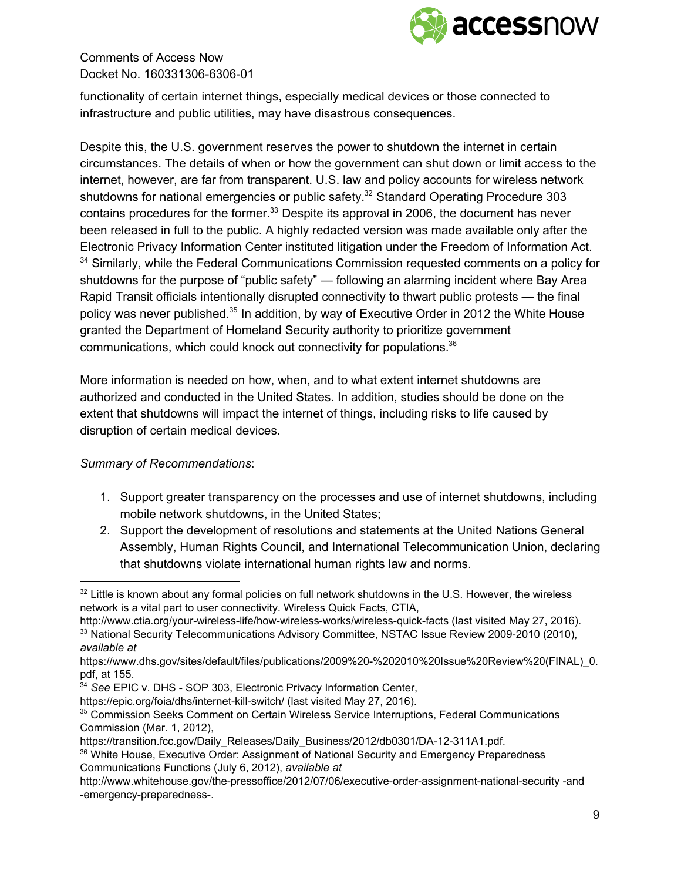functionality of certain internet things, especially medical devices or those connected to infrastructure and public utilities, may have disastrous consequences.

Despite this, the U.S. government reserves the power to shutdown the internet in certain circumstances. The details of when or how the government can shut down or limit access to the internet, however, are far from transparent. U.S. law and policy accounts for wireless network shutdowns for national emergencies or public safety.[32] Standard Operating Procedure 303 contains procedures for the former.[33] Despite its approval in 2006, the document has never been released in full to the public. A highly redacted version was made available only after the Electronic Privacy Information Center instituted litigation under the Freedom of Information Act.[34] Similarly, while the Federal Communications Commission requested comments on a policy for shutdowns for the purpose of "public safety" — following an alarming incident where Bay Area Rapid Transit officials intentionally disrupted connectivity to thwart public protests — the final policy was never published.[35] In addition, by way of Executive Order in 2012 the White House granted the Department of Homeland Security authority to prioritize government communications, which could knock out connectivity for populations.[36]

More information is needed on how, when, and to what extent internet shutdowns are authorized and conducted in the United States. In addition, studies should be done on the extent that shutdowns will impact the internet of things, including risks to life caused by disruption of certain medical devices.

*Summary of Recommendations*:

1. Support greater transparency on the processes and use of internet shutdowns, including mobile network shutdowns, in the United States;
2. Support the development of resolutions and statements at the United Nations General Assembly, Human Rights Council, and International Telecommunication Union, declaring that shutdowns violate international human rights law and norms.

---

[32] Little is known about any formal policies on full network shutdowns in the U.S. However, the wireless network is a vital part to user connectivity. Wireless Quick Facts, CTIA, http://www.ctia.org/your-wireless-life/how-wireless-works/wireless-quick-facts (last visited May 27, 2016).

[33] National Security Telecommunications Advisory Committee, NSTAC Issue Review 2009-2010 (2010), *available at* https://www.dhs.gov/sites/default/files/publications/2009%20-%202010%20Issue%20Review%20(FINAL)_0.pdf, at 155.

[34] *See* EPIC v. DHS - SOP 303, Electronic Privacy Information Center, https://epic.org/foia/dhs/internet-kill-switch/ (last visited May 27, 2016).

[35] Commission Seeks Comment on Certain Wireless Service Interruptions, Federal Communications Commission (Mar. 1, 2012), https://transition.fcc.gov/Daily_Releases/Daily_Business/2012/db0301/DA-12-311A1.pdf.

[36] White House, Executive Order: Assignment of National Security and Emergency Preparedness Communications Functions (July 6, 2012), *available at* http://www.whitehouse.gov/the-pressoffice/2012/07/06/executive-order-assignment-national-security -and -emergency-preparedness-.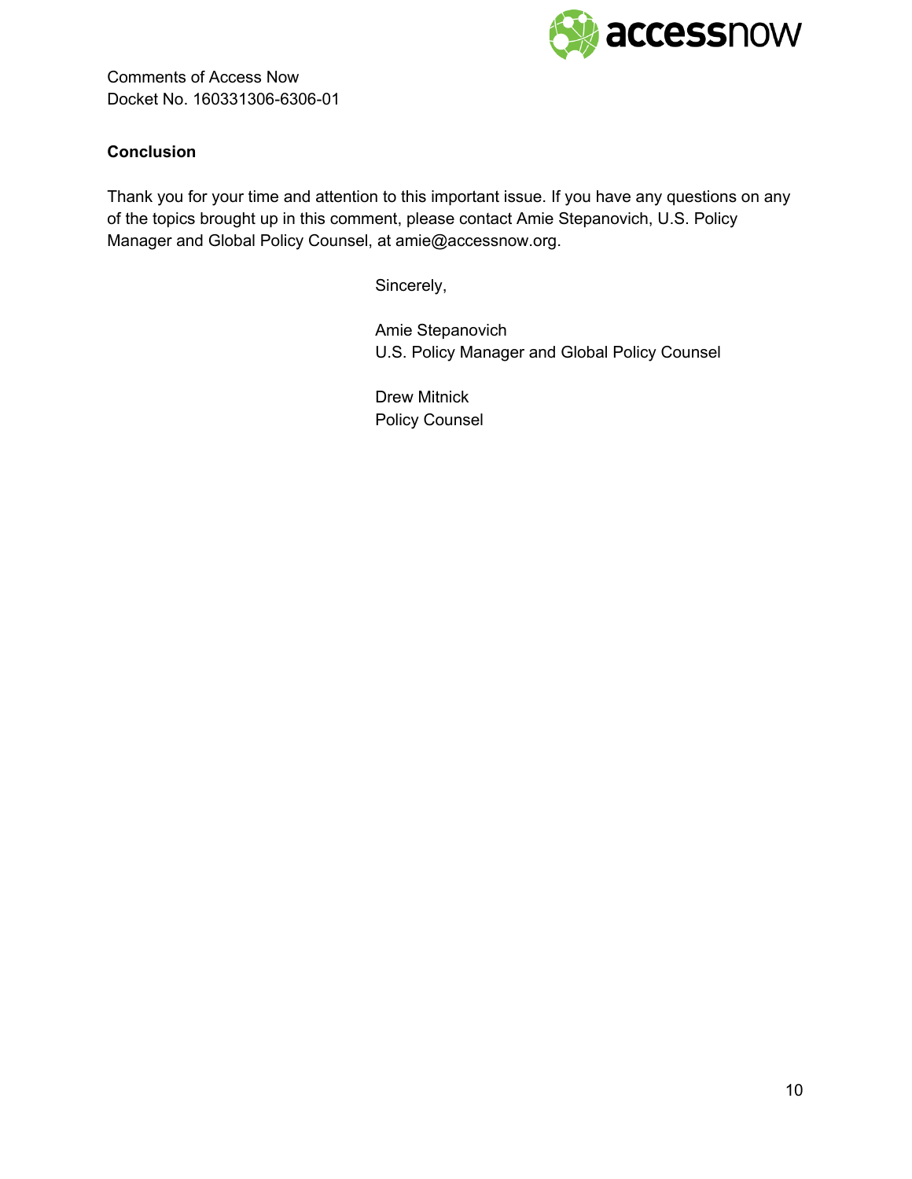Comments of Access Now
Docket No. 160331306-6306-01

**Conclusion**

Thank you for your time and attention to this important issue. If you have any questions on any of the topics brought up in this comment, please contact Amie Stepanovich, U.S. Policy Manager and Global Policy Counsel, at amie@accessnow.org.

Sincerely,

Amie Stepanovich
U.S. Policy Manager and Global Policy Counsel

Drew Mitnick
Policy Counsel